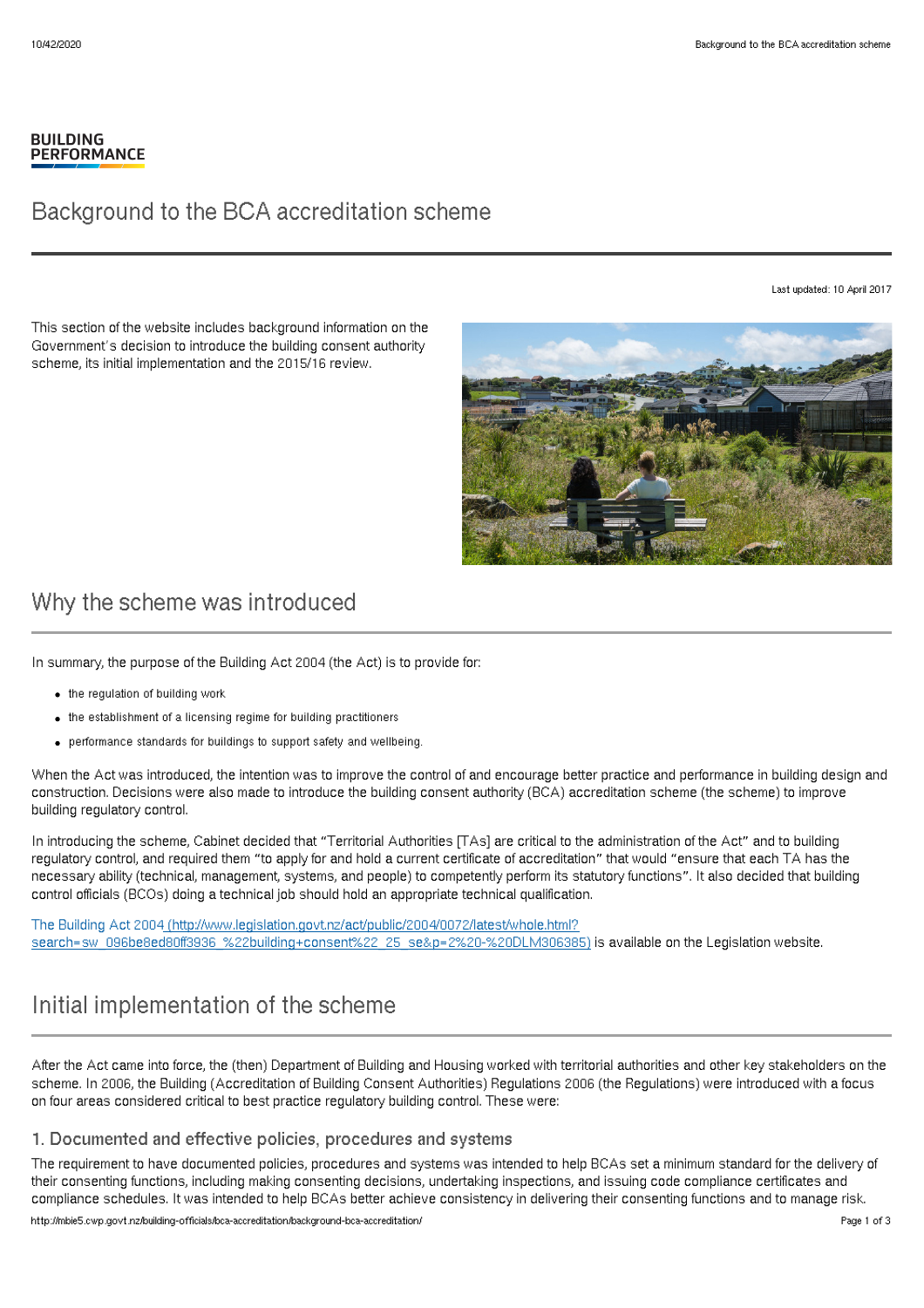**BUILDING PERFORMANCE**

# Background to the BCA accreditation scheme

Last updated: 10 April 2017

This section of the website includes background information on the Government's decision to introduce the building consent authority scheme, its initial implementation and the 2015/16 review.

## Why the scheme was introduced

In summary, the purpose of the Building Act 2004 (the Act) is to provide for:

- the regulation of building work
- the establishment of a licensing regime for building practitioners
- performance standards for buildings to support safety and wellbeing.

When the Act was introduced, the intention was to improve the control of and encourage better practice and performance in building design and construction. Decisions were also made to introduce the building consent authority (BCA) accreditation scheme (the scheme) to improve building regulatory control.

In introducing the scheme, Cabinet decided that "Territorial Authorities [TAs] are critical to the administration of the Act" and to building regulatory control, and required them "to apply for and hold a current certificate of accreditation" that would "ensure that each TA has the necessary ability (technical, management, systems, and people) to competently perform its statutory functions". It also decided that building control officials (BCOs) doing a technical job should hold an appropriate technical qualification.

The Building Act 2004 (http://www.legislation.govt.nz/act/public/2004/0072/latest/whole.html?search=sw_096be8ed80ff3936_%22building+consent%22_25_se&p=2%20-%20DLM306385) is available on the Legislation website.

## Initial implementation of the scheme

After the Act came into force, the (then) Department of Building and Housing worked with territorial authorities and other key stakeholders on the scheme. In 2006, the Building (Accreditation of Building Consent Authorities) Regulations 2006 (the Regulations) were introduced with a focus on four areas considered critical to best practice regulatory building control. These were:

### 1. Documented and effective policies, procedures and systems

The requirement to have documented policies, procedures and systems was intended to help BCAs set a minimum standard for the delivery of their consenting functions, including making consenting decisions, undertaking inspections, and issuing code compliance certificates and compliance schedules. It was intended to help BCAs better achieve consistency in delivering their consenting functions and to manage risk.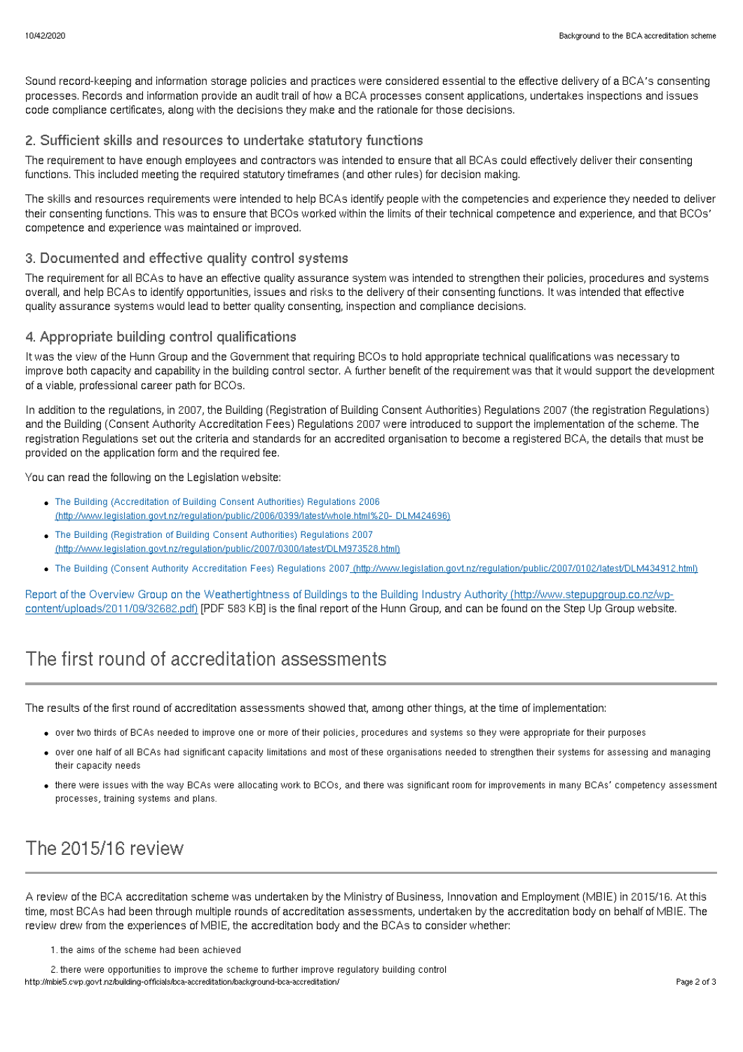Sound record-keeping and information storage policies and practices were considered essential to the effective delivery of a BCA's consenting processes. Records and information provide an audit trail of how a BCA processes consent applications, undertakes inspections and issues code compliance certificates, along with the decisions they make and the rationale for those decisions.

### 2. Sufficient skills and resources to undertake statutory functions

The requirement to have enough employees and contractors was intended to ensure that all BCAs could effectively deliver their consenting functions. This included meeting the required statutory timeframes (and other rules) for decision making.

The skills and resources requirements were intended to help BCAs identify people with the competencies and experience they needed to deliver their consenting functions. This was to ensure that BCOs worked within the limits of their technical competence and experience, and that BCOs' competence and experience was maintained or improved.

### 3. Documented and effective quality control systems

The requirement for all BCAs to have an effective quality assurance system was intended to strengthen their policies, procedures and systems overall, and help BCAs to identify opportunities, issues and risks to the delivery of their consenting functions. It was intended that effective quality assurance systems would lead to better quality consenting, inspection and compliance decisions.

### 4. Appropriate building control qualifications

It was the view of the Hunn Group and the Government that requiring BCOs to hold appropriate technical qualifications was necessary to improve both capacity and capability in the building control sector. A further benefit of the requirement was that it would support the development of a viable, professional career path for BCOs.

In addition to the regulations, in 2007, the Building (Registration of Building Consent Authorities) Regulations 2007 (the registration Regulations) and the Building (Consent Authority Accreditation Fees) Regulations 2007 were introduced to support the implementation of the scheme. The registration Regulations set out the criteria and standards for an accredited organisation to become a registered BCA, the details that must be provided on the application form and the required fee.

You can read the following on the Legislation website:

- The Building (Accreditation of Building Consent Authorities) Regulations 2006 (http://www.legislation.govt.nz/regulation/public/2006/0399/latest/whole.html%20- DLM424696)
- The Building (Registration of Building Consent Authorities) Regulations 2007 (http://www.legislation.govt.nz/regulation/public/2007/0300/latest/DLM973528.html)
- The Building (Consent Authority Accreditation Fees) Regulations 2007 (http://www.legislation.govt.nz/regulation/public/2007/0102/latest/DLM434912.html)

Report of the Overview Group on the Weathertightness of Buildings to the Building Industry Authority (http://www.stepupgroup.co.nz/wp-content/uploads/2011/09/32682.pdf) [PDF 583 KB] is the final report of the Hunn Group, and can be found on the Step Up Group website.

## The first round of accreditation assessments

The results of the first round of accreditation assessments showed that, among other things, at the time of implementation:

- over two thirds of BCAs needed to improve one or more of their policies, procedures and systems so they were appropriate for their purposes
- over one half of all BCAs had significant capacity limitations and most of these organisations needed to strengthen their systems for assessing and managing their capacity needs
- there were issues with the way BCAs were allocating work to BCOs, and there was significant room for improvements in many BCAs' competency assessment processes, training systems and plans.

## The 2015/16 review

A review of the BCA accreditation scheme was undertaken by the Ministry of Business, Innovation and Employment (MBIE) in 2015/16. At this time, most BCAs had been through multiple rounds of accreditation assessments, undertaken by the accreditation body on behalf of MBIE. The review drew from the experiences of MBIE, the accreditation body and the BCAs to consider whether:

1. the aims of the scheme had been achieved
2. there were opportunities to improve the scheme to further improve regulatory building control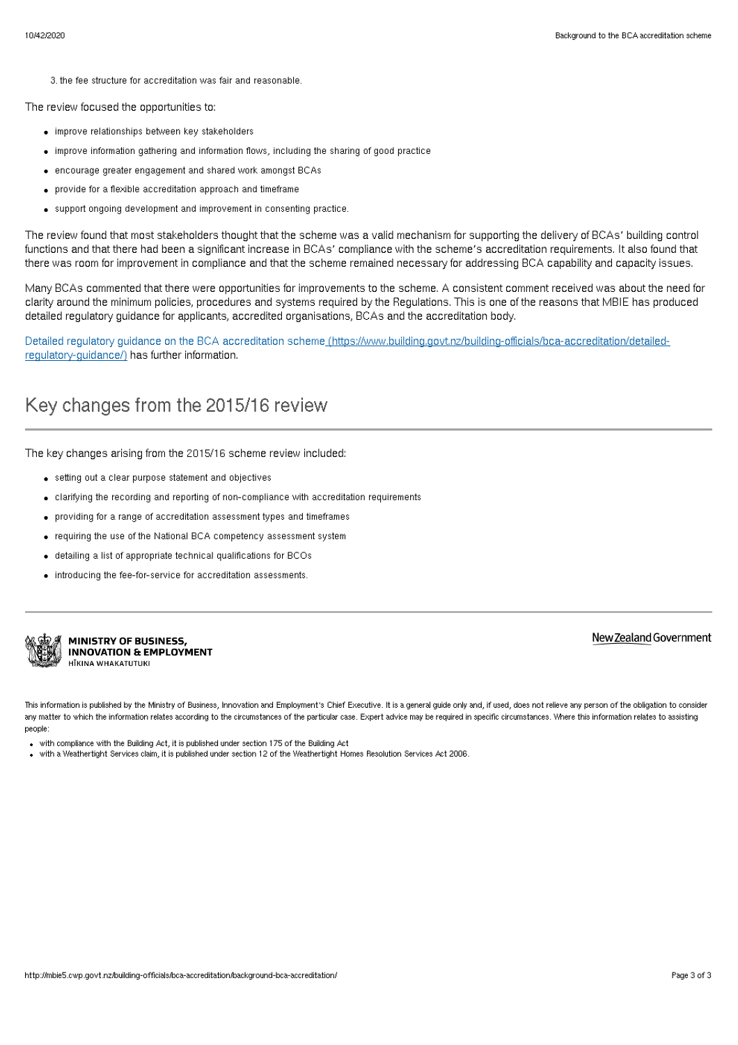3. the fee structure for accreditation was fair and reasonable.

The review focused the opportunities to:

- improve relationships between key stakeholders
- improve information gathering and information flows, including the sharing of good practice
- encourage greater engagement and shared work amongst BCAs
- provide for a flexible accreditation approach and timeframe
- support ongoing development and improvement in consenting practice.

The review found that most stakeholders thought that the scheme was a valid mechanism for supporting the delivery of BCAs' building control functions and that there had been a significant increase in BCAs' compliance with the scheme's accreditation requirements. It also found that there was room for improvement in compliance and that the scheme remained necessary for addressing BCA capability and capacity issues.

Many BCAs commented that there were opportunities for improvements to the scheme. A consistent comment received was about the need for clarity around the minimum policies, procedures and systems required by the Regulations. This is one of the reasons that MBIE has produced detailed regulatory guidance for applicants, accredited organisations, BCAs and the accreditation body.

Detailed regulatory guidance on the BCA accreditation scheme (https://www.building.govt.nz/building-officials/bca-accreditation/detailed-regulatory-guidance/) has further information.

## Key changes from the 2015/16 review

The key changes arising from the 2015/16 scheme review included:

- setting out a clear purpose statement and objectives
- clarifying the recording and reporting of non-compliance with accreditation requirements
- providing for a range of accreditation assessment types and timeframes
- requiring the use of the National BCA competency assessment system
- detailing a list of appropriate technical qualifications for BCOs
- introducing the fee-for-service for accreditation assessments.

**MINISTRY OF BUSINESS, INNOVATION & EMPLOYMENT**
HĪKINA WHAKATUTUKI

New Zealand Government

This information is published by the Ministry of Business, Innovation and Employment's Chief Executive. It is a general guide only and, if used, does not relieve any person of the obligation to consider any matter to which the information relates according to the circumstances of the particular case. Expert advice may be required in specific circumstances. Where this information relates to assisting people:

- with compliance with the Building Act, it is published under section 175 of the Building Act
- with a Weathertight Services claim, it is published under section 12 of the Weathertight Homes Resolution Services Act 2006.